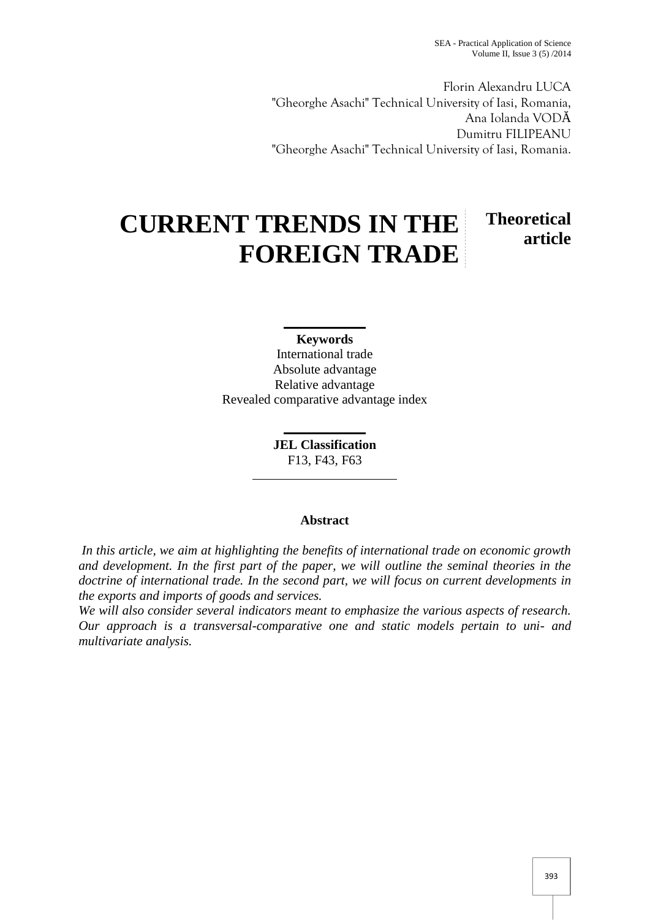Florin Alexandru LUCA
"Gheorghe Asachi" Technical University of Iasi, Romania,
Ana Iolanda VODĂ
Dumitru FILIPEANU
"Gheorghe Asachi" Technical University of Iasi, Romania.

# CURRENT TRENDS IN THE FOREIGN TRADE

**Theoretical article**

**Keywords**

International trade
Absolute advantage
Relative advantage
Revealed comparative advantage index

**JEL Classification**

F13, F43, F63

**Abstract**

*In this article, we aim at highlighting the benefits of international trade on economic growth and development. In the first part of the paper, we will outline the seminal theories in the doctrine of international trade. In the second part, we will focus on current developments in the exports and imports of goods and services.*

*We will also consider several indicators meant to emphasize the various aspects of research. Our approach is a transversal-comparative one and static models pertain to uni- and multivariate analysis.*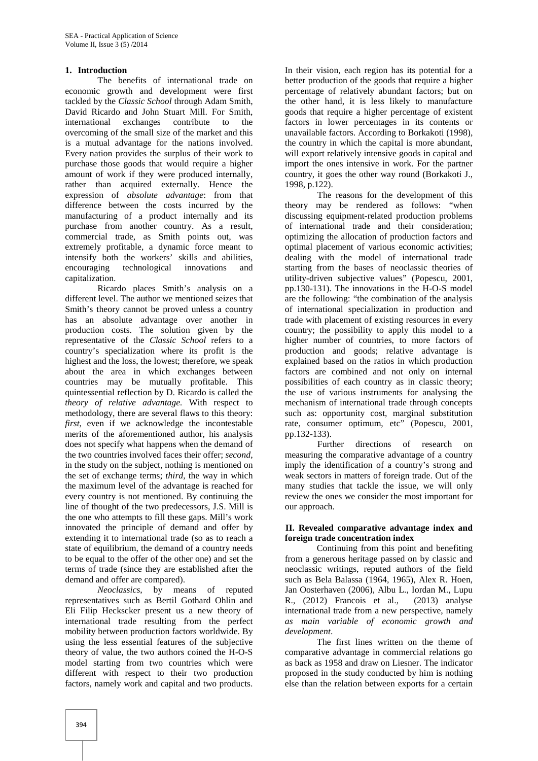## 1. Introduction

The benefits of international trade on economic growth and development were first tackled by the *Classic School* through Adam Smith, David Ricardo and John Stuart Mill. For Smith, international exchanges contribute to the overcoming of the small size of the market and this is a mutual advantage for the nations involved. Every nation provides the surplus of their work to purchase those goods that would require a higher amount of work if they were produced internally, rather than acquired externally. Hence the expression of *absolute advantage*: from that difference between the costs incurred by the manufacturing of a product internally and its purchase from another country. As a result, commercial trade, as Smith points out, was extremely profitable, a dynamic force meant to intensify both the workers' skills and abilities, encouraging technological innovations and capitalization.

Ricardo places Smith's analysis on a different level. The author we mentioned seizes that Smith's theory cannot be proved unless a country has an absolute advantage over another in production costs. The solution given by the representative of the *Classic School* refers to a country's specialization where its profit is the highest and the loss, the lowest; therefore, we speak about the area in which exchanges between countries may be mutually profitable. This quintessential reflection by D. Ricardo is called the *theory of relative advantage.* With respect to methodology, there are several flaws to this theory: *first*, even if we acknowledge the incontestable merits of the aforementioned author, his analysis does not specify what happens when the demand of the two countries involved faces their offer; *second*, in the study on the subject, nothing is mentioned on the set of exchange terms; *third,* the way in which the maximum level of the advantage is reached for every country is not mentioned. By continuing the line of thought of the two predecessors, J.S. Mill is the one who attempts to fill these gaps. Mill's work innovated the principle of demand and offer by extending it to international trade (so as to reach a state of equilibrium, the demand of a country needs to be equal to the offer of the other one) and set the terms of trade (since they are established after the demand and offer are compared).

*Neoclassics,* by means of reputed representatives such as Bertil Gothard Ohlin and Eli Filip Heckscker present us a new theory of international trade resulting from the perfect mobility between production factors worldwide. By using the less essential features of the subjective theory of value, the two authors coined the H-O-S model starting from two countries which were different with respect to their two production factors, namely work and capital and two products. In their vision, each region has its potential for a better production of the goods that require a higher percentage of relatively abundant factors; but on the other hand, it is less likely to manufacture goods that require a higher percentage of existent factors in lower percentages in its contents or unavailable factors. According to Borkakoti (1998), the country in which the capital is more abundant, will export relatively intensive goods in capital and import the ones intensive in work. For the partner country, it goes the other way round (Borkakoti J., 1998, p.122).

The reasons for the development of this theory may be rendered as follows: "when discussing equipment-related production problems of international trade and their consideration; optimizing the allocation of production factors and optimal placement of various economic activities; dealing with the model of international trade starting from the bases of neoclassic theories of utility-driven subjective values" (Popescu, 2001, pp.130-131). The innovations in the H-O-S model are the following: "the combination of the analysis of international specialization in production and trade with placement of existing resources in every country; the possibility to apply this model to a higher number of countries, to more factors of production and goods; relative advantage is explained based on the ratios in which production factors are combined and not only on internal possibilities of each country as in classic theory; the use of various instruments for analysing the mechanism of international trade through concepts such as: opportunity cost, marginal substitution rate, consumer optimum, etc" (Popescu, 2001, pp.132-133).

Further directions of research on measuring the comparative advantage of a country imply the identification of a country's strong and weak sectors in matters of foreign trade. Out of the many studies that tackle the issue, we will only review the ones we consider the most important for our approach.

## II. Revealed comparative advantage index and foreign trade concentration index

Continuing from this point and benefiting from a generous heritage passed on by classic and neoclassic writings, reputed authors of the field such as Bela Balassa (1964, 1965), Alex R. Hoen, Jan Oosterhaven (2006), Albu L., Iordan M., Lupu R., (2012) Francois et al., (2013) analyse international trade from a new perspective, namely *as main variable of economic growth and development*.

The first lines written on the theme of comparative advantage in commercial relations go as back as 1958 and draw on Liesner. The indicator proposed in the study conducted by him is nothing else than the relation between exports for a certain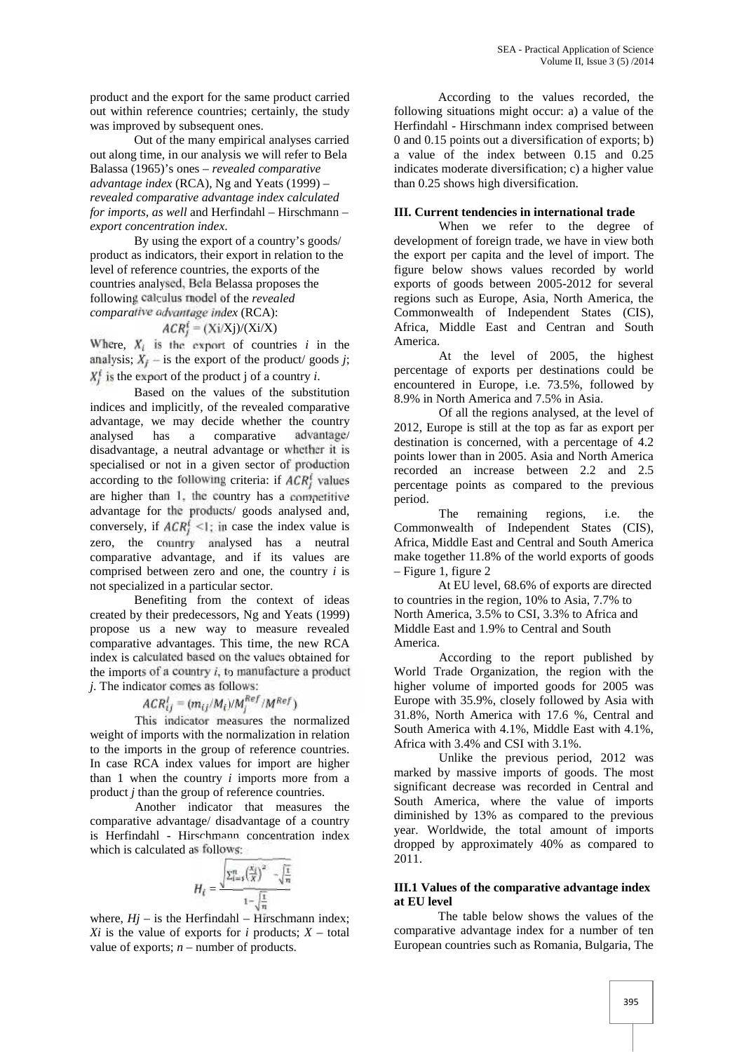product and the export for the same product carried out within reference countries; certainly, the study was improved by subsequent ones.

Out of the many empirical analyses carried out along time, in our analysis we will refer to Bela Balassa (1965)'s ones – *revealed comparative advantage index* (RCA), Ng and Yeats (1999) – *revealed comparative advantage index calculated for imports, as well* and Herfindahl – Hirschmann – *export concentration index*.

By using the export of a country's goods/ product as indicators, their export in relation to the level of reference countries, the exports of the countries analysed, Bela Belassa proposes the following calculus model of the *revealed comparative advantage index* (RCA):

$$ACR_j^i = (Xi/Xj)/(Xi/X)$$

Where, $X_i$ is the export of countries *i* in the analysis; $X_j$ – is the export of the product/ goods *j*; $X_j^i$ is the export of the product j of a country *i*.

Based on the values of the substitution indices and implicitly, of the revealed comparative advantage, we may decide whether the country analysed has a comparative advantage/ disadvantage, a neutral advantage or whether it is specialised or not in a given sector of production according to the following criteria: if $ACR_j^i$ values are higher than 1, the country has a competitive advantage for the products/ goods analysed and, conversely, if $ACR_j^i$ <1; in case the index value is zero, the country analysed has a neutral comparative advantage, and if its values are comprised between zero and one, the country *i* is not specialized in a particular sector.

Benefiting from the context of ideas created by their predecessors, Ng and Yeats (1999) propose us a new way to measure revealed comparative advantages. This time, the new RCA index is calculated based on the values obtained for the imports of a country *i*, to manufacture a product *j*. The indicator comes as follows:

$$ACR_{ij}^I = (m_{ij}/M_i)/M_j^{Ref}/M^{Ref})$$

This indicator measures the normalized weight of imports with the normalization in relation to the imports in the group of reference countries. In case RCA index values for import are higher than 1 when the country *i* imports more from a product *j* than the group of reference countries.

Another indicator that measures the comparative advantage/ disadvantage of a country is Herfindahl - Hirschmann concentration index which is calculated as follows:

$$H_i = \frac{\sqrt{\sum_{i=1}^{n}\left(\frac{x_i}{X}\right)^2} - \sqrt{\frac{1}{n}}}{1-\sqrt{\frac{1}{n}}}$$

where, *Hj* – is the Herfindahl – Hirschmann index; *Xi* is the value of exports for *i* products; *X* – total value of exports; *n* – number of products.

According to the values recorded, the following situations might occur: a) a value of the Herfindahl - Hirschmann index comprised between 0 and 0.15 points out a diversification of exports; b) a value of the index between 0.15 and 0.25 indicates moderate diversification; c) a higher value than 0.25 shows high diversification.

## III. Current tendencies in international trade

When we refer to the degree of development of foreign trade, we have in view both the export per capita and the level of import. The figure below shows values recorded by world exports of goods between 2005-2012 for several regions such as Europe, Asia, North America, the Commonwealth of Independent States (CIS), Africa, Middle East and Centran and South America.

At the level of 2005, the highest percentage of exports per destinations could be encountered in Europe, i.e. 73.5%, followed by 8.9% in North America and 7.5% in Asia.

Of all the regions analysed, at the level of 2012, Europe is still at the top as far as export per destination is concerned, with a percentage of 4.2 points lower than in 2005. Asia and North America recorded an increase between 2.2 and 2.5 percentage points as compared to the previous period.

The remaining regions, i.e. the Commonwealth of Independent States (CIS), Africa, Middle East and Central and South America make together 11.8% of the world exports of goods – Figure 1, figure 2

At EU level, 68.6% of exports are directed to countries in the region, 10% to Asia, 7.7% to North America, 3.5% to CSI, 3.3% to Africa and Middle East and 1.9% to Central and South America.

According to the report published by World Trade Organization, the region with the higher volume of imported goods for 2005 was Europe with 35.9%, closely followed by Asia with 31.8%, North America with 17.6 %, Central and South America with 4.1%, Middle East with 4.1%, Africa with 3.4% and CSI with 3.1%.

Unlike the previous period, 2012 was marked by massive imports of goods. The most significant decrease was recorded in Central and South America, where the value of imports diminished by 13% as compared to the previous year. Worldwide, the total amount of imports dropped by approximately 40% as compared to 2011.

### III.1 Values of the comparative advantage index at EU level

The table below shows the values of the comparative advantage index for a number of ten European countries such as Romania, Bulgaria, The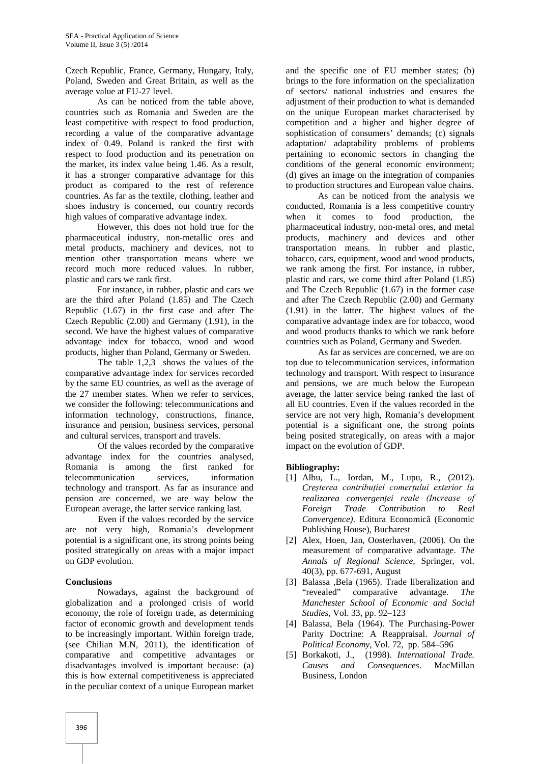Czech Republic, France, Germany, Hungary, Italy, Poland, Sweden and Great Britain, as well as the average value at EU-27 level.

As can be noticed from the table above, countries such as Romania and Sweden are the least competitive with respect to food production, recording a value of the comparative advantage index of 0.49. Poland is ranked the first with respect to food production and its penetration on the market, its index value being 1.46. As a result, it has a stronger comparative advantage for this product as compared to the rest of reference countries. As far as the textile, clothing, leather and shoes industry is concerned, our country records high values of comparative advantage index.

However, this does not hold true for the pharmaceutical industry, non-metallic ores and metal products, machinery and devices, not to mention other transportation means where we record much more reduced values. In rubber, plastic and cars we rank first.

For instance, in rubber, plastic and cars we are the third after Poland (1.85) and The Czech Republic (1.67) in the first case and after The Czech Republic (2.00) and Germany (1.91), in the second. We have the highest values of comparative advantage index for tobacco, wood and wood products, higher than Poland, Germany or Sweden.

The table 1,2,3 shows the values of the comparative advantage index for services recorded by the same EU countries, as well as the average of the 27 member states. When we refer to services, we consider the following: telecommunications and information technology, constructions, finance, insurance and pension, business services, personal and cultural services, transport and travels.

Of the values recorded by the comparative advantage index for the countries analysed, Romania is among the first ranked for telecommunication services, information technology and transport. As far as insurance and pension are concerned, we are way below the European average, the latter service ranking last.

Even if the values recorded by the service are not very high, Romania's development potential is a significant one, its strong points being posited strategically on areas with a major impact on GDP evolution.

**Conclusions**

Nowadays, against the background of globalization and a prolonged crisis of world economy, the role of foreign trade, as determining factor of economic growth and development tends to be increasingly important. Within foreign trade, (see Chilian M.N, 2011), the identification of comparative and competitive advantages or disadvantages involved is important because: (a) this is how external competitiveness is appreciated in the peculiar context of a unique European market and the specific one of EU member states; (b) brings to the fore information on the specialization of sectors/ national industries and ensures the adjustment of their production to what is demanded on the unique European market characterised by competition and a higher and higher degree of sophistication of consumers' demands; (c) signals adaptation/ adaptability problems of problems pertaining to economic sectors in changing the conditions of the general economic environment; (d) gives an image on the integration of companies to production structures and European value chains.

As can be noticed from the analysis we conducted, Romania is a less competitive country when it comes to food production, the pharmaceutical industry, non-metal ores, and metal products, machinery and devices and other transportation means. In rubber and plastic, tobacco, cars, equipment, wood and wood products, we rank among the first. For instance, in rubber, plastic and cars, we come third after Poland (1.85) and The Czech Republic (1.67) in the former case and after The Czech Republic (2.00) and Germany (1.91) in the latter. The highest values of the comparative advantage index are for tobacco, wood and wood products thanks to which we rank before countries such as Poland, Germany and Sweden.

As far as services are concerned, we are on top due to telecommunication services, information technology and transport. With respect to insurance and pensions, we are much below the European average, the latter service being ranked the last of all EU countries. Even if the values recorded in the service are not very high, Romania's development potential is a significant one, the strong points being posited strategically, on areas with a major impact on the evolution of GDP.

**Bibliography:**

[1] Albu, L., Iordan, M., Lupu, R., (2012). *Creșterea contribuției comerțului exterior la realizarea convergenței reale (Increase of Foreign Trade Contribution to Real Convergence)*. Editura Economică (Economic Publishing House), Bucharest

[2] Alex, Hoen, Jan, Oosterhaven, (2006). On the measurement of comparative advantage. *The Annals of Regional Science*, Springer, vol. 40(3), pp. 677-691, August

[3] Balassa ,Bela (1965). Trade liberalization and "revealed" comparative advantage. *The Manchester School of Economic and Social Studies*, Vol. 33, pp. 92–123

[4] Balassa, Bela (1964). The Purchasing-Power Parity Doctrine: A Reappraisal. *Journal of Political Economy*, Vol. 72, pp. 584–596

[5] Borkakoti, J., (1998). *International Trade. Causes and Consequences*. MacMillan Business, London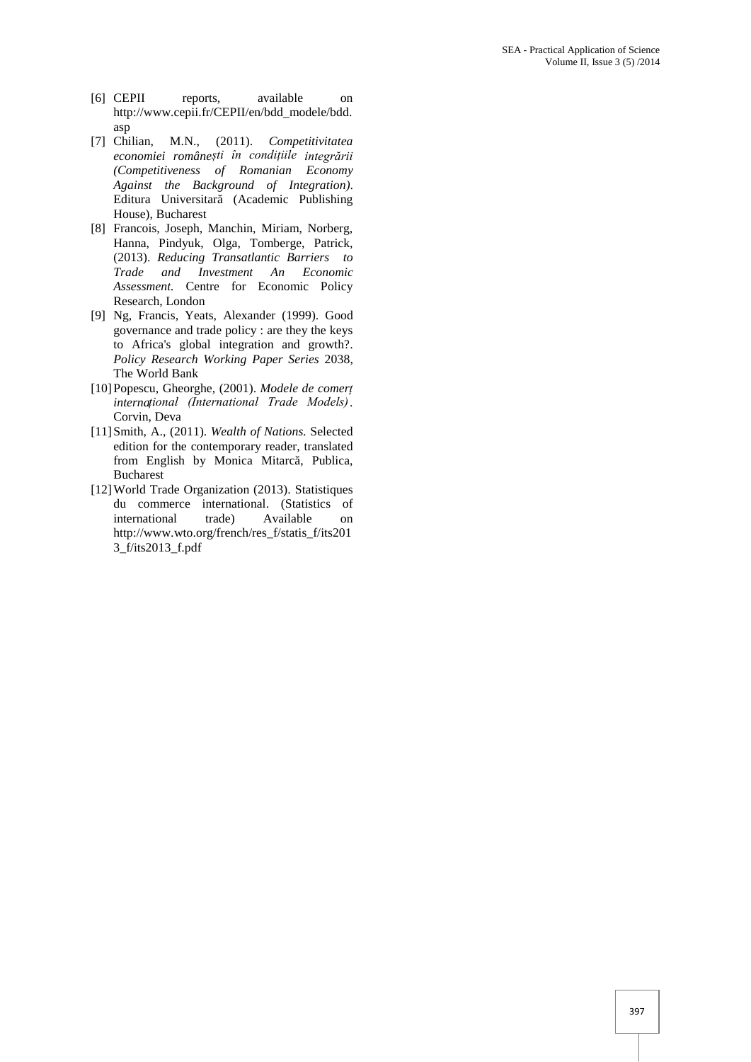[6] CEPII reports, available on http://www.cepii.fr/CEPII/en/bdd_modele/bdd.asp

[7] Chilian, M.N., (2011). *Competitivitatea economiei românești în condițiile integrării (Competitiveness of Romanian Economy Against the Background of Integration).* Editura Universitară (Academic Publishing House), Bucharest

[8] Francois, Joseph, Manchin, Miriam, Norberg, Hanna, Pindyuk, Olga, Tomberge, Patrick, (2013). *Reducing Transatlantic Barriers to Trade and Investment An Economic Assessment.* Centre for Economic Policy Research, London

[9] Ng, Francis, Yeats, Alexander (1999). Good governance and trade policy : are they the keys to Africa's global integration and growth?. *Policy Research Working Paper Series* 2038, The World Bank

[10] Popescu, Gheorghe, (2001). *Modele de comerț internațional (International Trade Models)*. Corvin, Deva

[11] Smith, A., (2011). *Wealth of Nations.* Selected edition for the contemporary reader, translated from English by Monica Mitarcă, Publica, Bucharest

[12] World Trade Organization (2013). Statistiques du commerce international. (Statistics of international trade) Available on http://www.wto.org/french/res_f/statis_f/its2013_f/its2013_f.pdf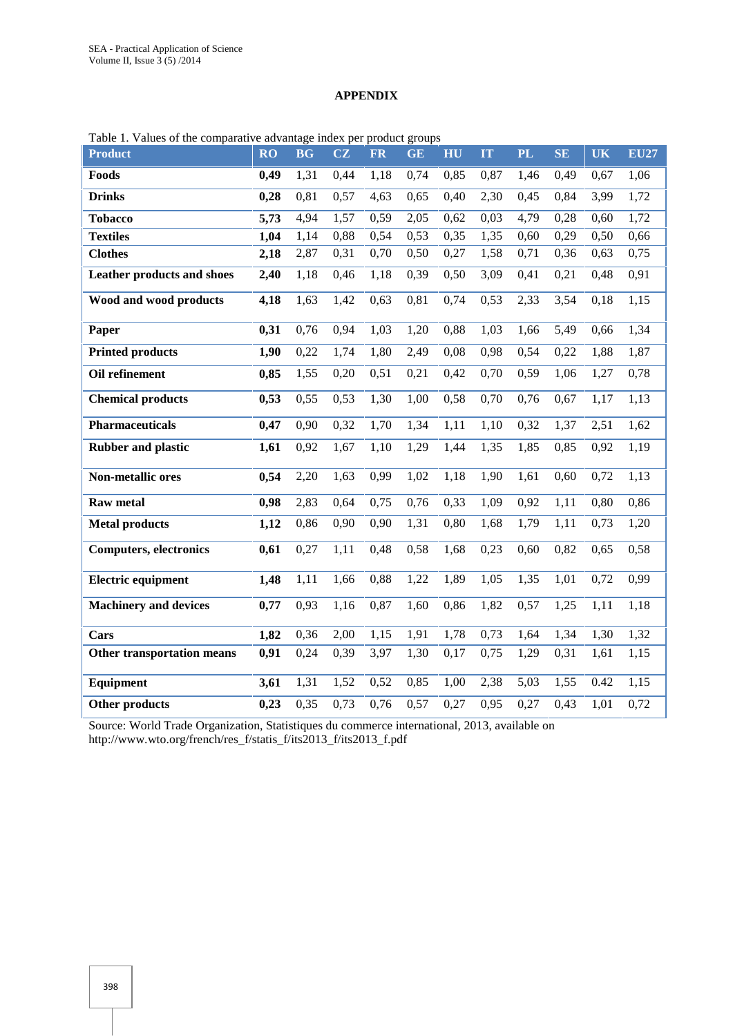## APPENDIX

Table 1. Values of the comparative advantage index per product groups

| Product | RO | BG | CZ | FR | GE | HU | IT | PL | SE | UK | EU27 |
|---|---|---|---|---|---|---|---|---|---|---|---|
| **Foods** | **0,49** | 1,31 | 0,44 | 1,18 | 0,74 | 0,85 | 0,87 | 1,46 | 0,49 | 0,67 | 1,06 |
| **Drinks** | **0,28** | 0,81 | 0,57 | 4,63 | 0,65 | 0,40 | 2,30 | 0,45 | 0,84 | 3,99 | 1,72 |
| **Tobacco** | **5,73** | 4,94 | 1,57 | 0,59 | 2,05 | 0,62 | 0,03 | 4,79 | 0,28 | 0,60 | 1,72 |
| **Textiles** | **1,04** | 1,14 | 0,88 | 0,54 | 0,53 | 0,35 | 1,35 | 0,60 | 0,29 | 0,50 | 0,66 |
| **Clothes** | **2,18** | 2,87 | 0,31 | 0,70 | 0,50 | 0,27 | 1,58 | 0,71 | 0,36 | 0,63 | 0,75 |
| **Leather products and shoes** | **2,40** | 1,18 | 0,46 | 1,18 | 0,39 | 0,50 | 3,09 | 0,41 | 0,21 | 0,48 | 0,91 |
| **Wood and wood products** | **4,18** | 1,63 | 1,42 | 0,63 | 0,81 | 0,74 | 0,53 | 2,33 | 3,54 | 0,18 | 1,15 |
| **Paper** | **0,31** | 0,76 | 0,94 | 1,03 | 1,20 | 0,88 | 1,03 | 1,66 | 5,49 | 0,66 | 1,34 |
| **Printed products** | **1,90** | 0,22 | 1,74 | 1,80 | 2,49 | 0,08 | 0,98 | 0,54 | 0,22 | 1,88 | 1,87 |
| **Oil refinement** | **0,85** | 1,55 | 0,20 | 0,51 | 0,21 | 0,42 | 0,70 | 0,59 | 1,06 | 1,27 | 0,78 |
| **Chemical products** | **0,53** | 0,55 | 0,53 | 1,30 | 1,00 | 0,58 | 0,70 | 0,76 | 0,67 | 1,17 | 1,13 |
| **Pharmaceuticals** | **0,47** | 0,90 | 0,32 | 1,70 | 1,34 | 1,11 | 1,10 | 0,32 | 1,37 | 2,51 | 1,62 |
| **Rubber and plastic** | **1,61** | 0,92 | 1,67 | 1,10 | 1,29 | 1,44 | 1,35 | 1,85 | 0,85 | 0,92 | 1,19 |
| **Non-metallic ores** | **0,54** | 2,20 | 1,63 | 0,99 | 1,02 | 1,18 | 1,90 | 1,61 | 0,60 | 0,72 | 1,13 |
| **Raw metal** | **0,98** | 2,83 | 0,64 | 0,75 | 0,76 | 0,33 | 1,09 | 0,92 | 1,11 | 0,80 | 0,86 |
| **Metal products** | **1,12** | 0,86 | 0,90 | 0,90 | 1,31 | 0,80 | 1,68 | 1,79 | 1,11 | 0,73 | 1,20 |
| **Computers, electronics** | **0,61** | 0,27 | 1,11 | 0,48 | 0,58 | 1,68 | 0,23 | 0,60 | 0,82 | 0,65 | 0,58 |
| **Electric equipment** | **1,48** | 1,11 | 1,66 | 0,88 | 1,22 | 1,89 | 1,05 | 1,35 | 1,01 | 0,72 | 0,99 |
| **Machinery and devices** | **0,77** | 0,93 | 1,16 | 0,87 | 1,60 | 0,86 | 1,82 | 0,57 | 1,25 | 1,11 | 1,18 |
| **Cars** | **1,82** | 0,36 | 2,00 | 1,15 | 1,91 | 1,78 | 0,73 | 1,64 | 1,34 | 1,30 | 1,32 |
| **Other transportation means** | **0,91** | 0,24 | 0,39 | 3,97 | 1,30 | 0,17 | 0,75 | 1,29 | 0,31 | 1,61 | 1,15 |
| **Equipment** | **3,61** | 1,31 | 1,52 | 0,52 | 0,85 | 1,00 | 2,38 | 5,03 | 1,55 | 0.42 | 1,15 |
| **Other products** | **0,23** | 0,35 | 0,73 | 0,76 | 0,57 | 0,27 | 0,95 | 0,27 | 0,43 | 1,01 | 0,72 |

Source: World Trade Organization, Statistiques du commerce international, 2013, available on http://www.wto.org/french/res_f/statis_f/its2013_f/its2013_f.pdf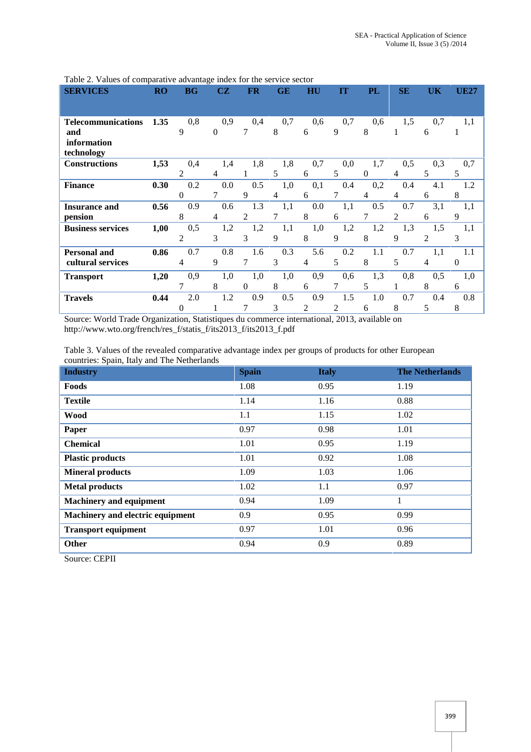Table 2. Values of comparative advantage index for the service sector

| SERVICES | RO | BG | CZ | FR | GE | HU | IT | PL | SE | UK | UE27 |
|---|---|---|---|---|---|---|---|---|---|---|---|
| **Telecommunications and information technology** | **1.35** | 0,89 | 0,90 | 0,47 | 0,78 | 0,66 | 0,79 | 0,68 | 1,51 | 0,76 | 1,11 |
| **Constructions** | **1,53** | 0,42 | 1,44 | 1,81 | 1,85 | 0,76 | 0,05 | 1,70 | 0,54 | 0,35 | 0,75 |
| **Finance** | **0.30** | 0.20 | 0.07 | 0.59 | 1,04 | 0,16 | 0.47 | 0,24 | 0.44 | 4.16 | 1.28 |
| **Insurance and pension** | **0.56** | 0.98 | 0.64 | 1.32 | 1,17 | 0.08 | 1,16 | 0.57 | 0.72 | 3,16 | 1,19 |
| **Business services** | **1,00** | 0,52 | 1,23 | 1,23 | 1,19 | 1,08 | 1,29 | 1,28 | 1,39 | 1,52 | 1,13 |
| **Personal and cultural services** | **0.86** | 0.74 | 0.89 | 1.67 | 0.33 | 5.64 | 0.25 | 1.18 | 0.75 | 1,14 | 1.10 |
| **Transport** | **1,20** | 0,97 | 1,08 | 1,00 | 1,08 | 0,96 | 0,67 | 1,35 | 0,81 | 0,58 | 1,06 |
| **Travels** | **0.44** | 2.00 | 1.21 | 0.97 | 0.53 | 0.92 | 1.52 | 1.06 | 0.78 | 0.45 | 0.88 |

Source: World Trade Organization, Statistiques du commerce international, 2013, available on http://www.wto.org/french/res_f/statis_f/its2013_f/its2013_f.pdf

Table 3. Values of the revealed comparative advantage index per groups of products for other European countries: Spain, Italy and The Netherlands

| Industry | Spain | Italy | The Netherlands |
|---|---|---|---|
| **Foods** | 1.08 | 0.95 | 1.19 |
| **Textile** | 1.14 | 1.16 | 0.88 |
| **Wood** | 1.1 | 1.15 | 1.02 |
| **Paper** | 0.97 | 0.98 | 1.01 |
| **Chemical** | 1.01 | 0.95 | 1.19 |
| **Plastic products** | 1.01 | 0.92 | 1.08 |
| **Mineral products** | 1.09 | 1.03 | 1.06 |
| **Metal products** | 1.02 | 1.1 | 0.97 |
| **Machinery and equipment** | 0.94 | 1.09 | 1 |
| **Machinery and electric equipment** | 0.9 | 0.95 | 0.99 |
| **Transport equipment** | 0.97 | 1.01 | 0.96 |
| **Other** | 0.94 | 0.9 | 0.89 |

Source: CEPII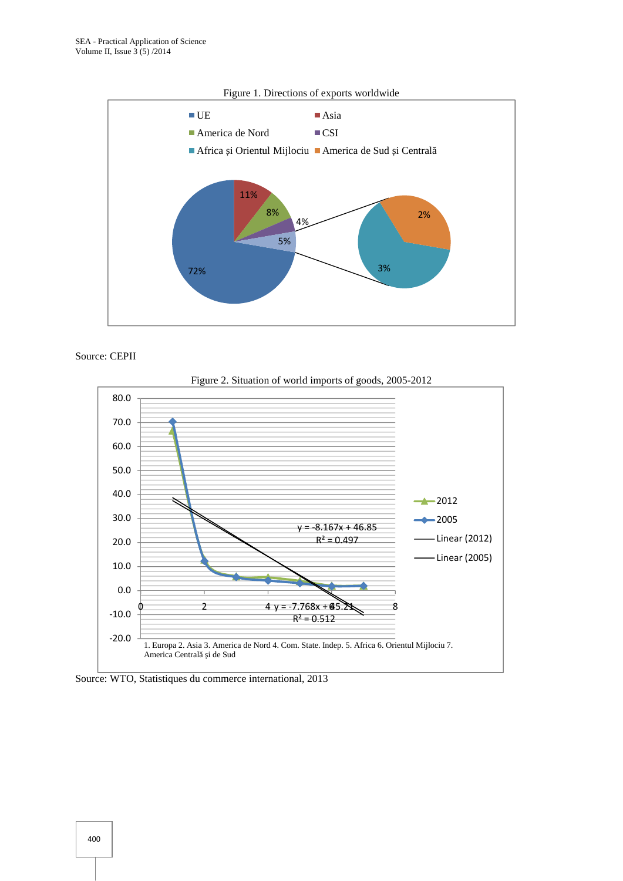Figure 1. Directions of exports worldwide

UE
Asia
America de Nord
CSI
Africa și Orientul Mijlociu
America de Sud și Centrală

11%
8%
4%
5%
72%
2%
3%

Source: CEPII

Figure 2. Situation of world imports of goods, 2005-2012

80.0
70.0
60.0
50.0
40.0
30.0
20.0
10.0
0.0
-10.0
-20.0

0
2
4
6
8

$y = -8.167x + 46.85$
$R^2 = 0.497$

$y = -7.768x + 45.21$
$R^2 = 0.512$

2012
2005
Linear (2012)
Linear (2005)

1. Europa 2. Asia 3. America de Nord 4. Com. State. Indep. 5. Africa 6. Orientul Mijlociu 7. America Centrală și de Sud

Source: WTO, Statistiques du commerce international, 2013